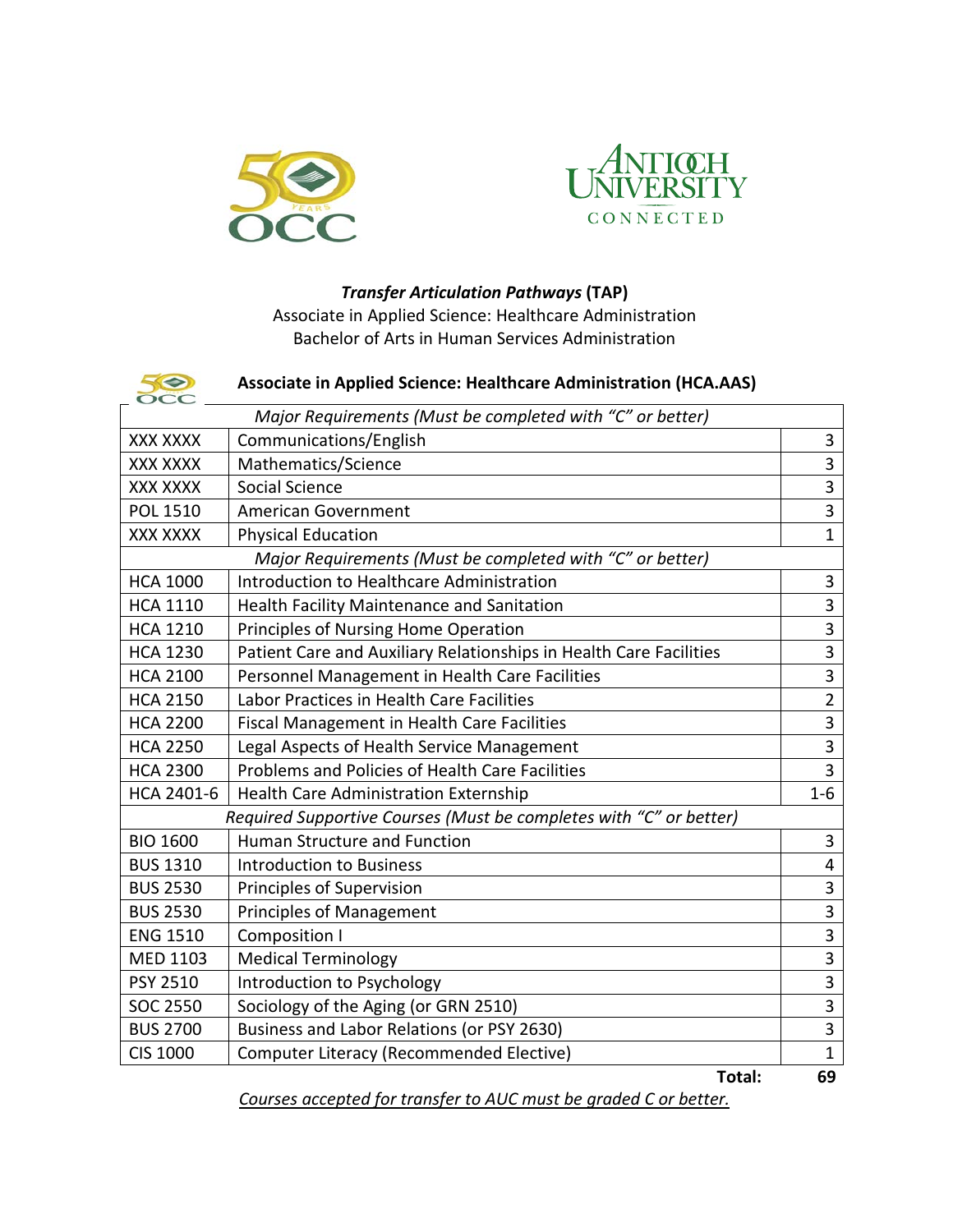**_Transfer Articulation Pathways_ (TAP)**

Associate in Applied Science: Healthcare Administration

Bachelor of Arts in Human Services Administration

## Associate in Applied Science: Healthcare Administration (HCA.AAS)

| | | |
|---|---|---|
| *Major Requirements (Must be completed with "C" or better)* | | |
| XXX XXXX | Communications/English | 3 |
| XXX XXXX | Mathematics/Science | 3 |
| XXX XXXX | Social Science | 3 |
| POL 1510 | American Government | 3 |
| XXX XXXX | Physical Education | 1 |
| *Major Requirements (Must be completed with "C" or better)* | | |
| HCA 1000 | Introduction to Healthcare Administration | 3 |
| HCA 1110 | Health Facility Maintenance and Sanitation | 3 |
| HCA 1210 | Principles of Nursing Home Operation | 3 |
| HCA 1230 | Patient Care and Auxiliary Relationships in Health Care Facilities | 3 |
| HCA 2100 | Personnel Management in Health Care Facilities | 3 |
| HCA 2150 | Labor Practices in Health Care Facilities | 2 |
| HCA 2200 | Fiscal Management in Health Care Facilities | 3 |
| HCA 2250 | Legal Aspects of Health Service Management | 3 |
| HCA 2300 | Problems and Policies of Health Care Facilities | 3 |
| HCA 2401-6 | Health Care Administration Externship | 1-6 |
| *Required Supportive Courses (Must be completes with "C" or better)* | | |
| BIO 1600 | Human Structure and Function | 3 |
| BUS 1310 | Introduction to Business | 4 |
| BUS 2530 | Principles of Supervision | 3 |
| BUS 2530 | Principles of Management | 3 |
| ENG 1510 | Composition I | 3 |
| MED 1103 | Medical Terminology | 3 |
| PSY 2510 | Introduction to Psychology | 3 |
| SOC 2550 | Sociology of the Aging (or GRN 2510) | 3 |
| BUS 2700 | Business and Labor Relations (or PSY 2630) | 3 |
| CIS 1000 | Computer Literacy (Recommended Elective) | 1 |
| | **Total:** | **69** |

*Courses accepted for transfer to AUC must be graded C or better.*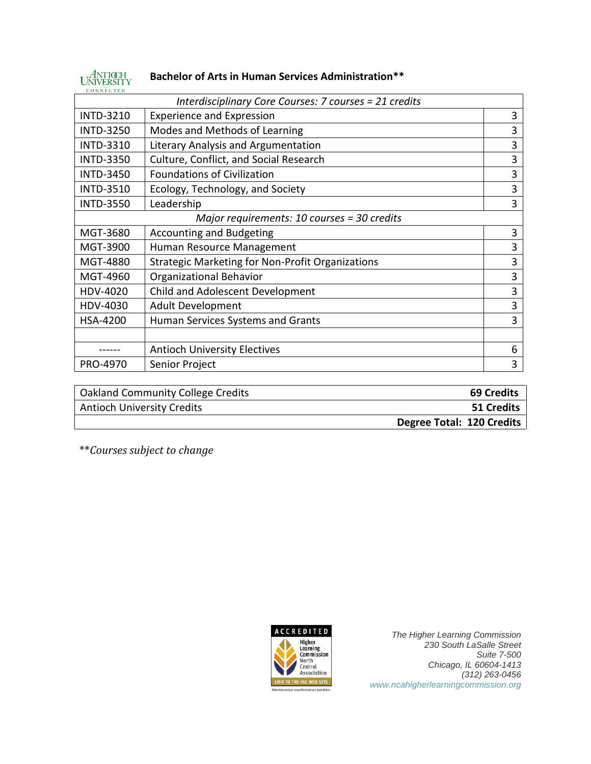## Bachelor of Arts in Human Services Administration**

| | | |
|---|---|---|
| *Interdisciplinary Core Courses: 7 courses = 21 credits* | | |
| INTD-3210 | Experience and Expression | 3 |
| INTD-3250 | Modes and Methods of Learning | 3 |
| INTD-3310 | Literary Analysis and Argumentation | 3 |
| INTD-3350 | Culture, Conflict, and Social Research | 3 |
| INTD-3450 | Foundations of Civilization | 3 |
| INTD-3510 | Ecology, Technology, and Society | 3 |
| INTD-3550 | Leadership | 3 |
| *Major requirements: 10 courses = 30 credits* | | |
| MGT-3680 | Accounting and Budgeting | 3 |
| MGT-3900 | Human Resource Management | 3 |
| MGT-4880 | Strategic Marketing for Non-Profit Organizations | 3 |
| MGT-4960 | Organizational Behavior | 3 |
| HDV-4020 | Child and Adolescent Development | 3 |
| HDV-4030 | Adult Development | 3 |
| HSA-4200 | Human Services Systems and Grants | 3 |
| | | |
| ------ | Antioch University Electives | 6 |
| PRO-4970 | Senior Project | 3 |

| | |
|---|---|
| Oakland Community College Credits | **69 Credits** |
| Antioch University Credits | **51 Credits** |
| | **Degree Total: 120 Credits** |

***Courses subject to change*

*The Higher Learning Commission*
*230 South LaSalle Street*
*Suite 7-500*
*Chicago, IL 60604-1413*
*(312) 263-0456*
*www.ncahigherlearningcommission.org*